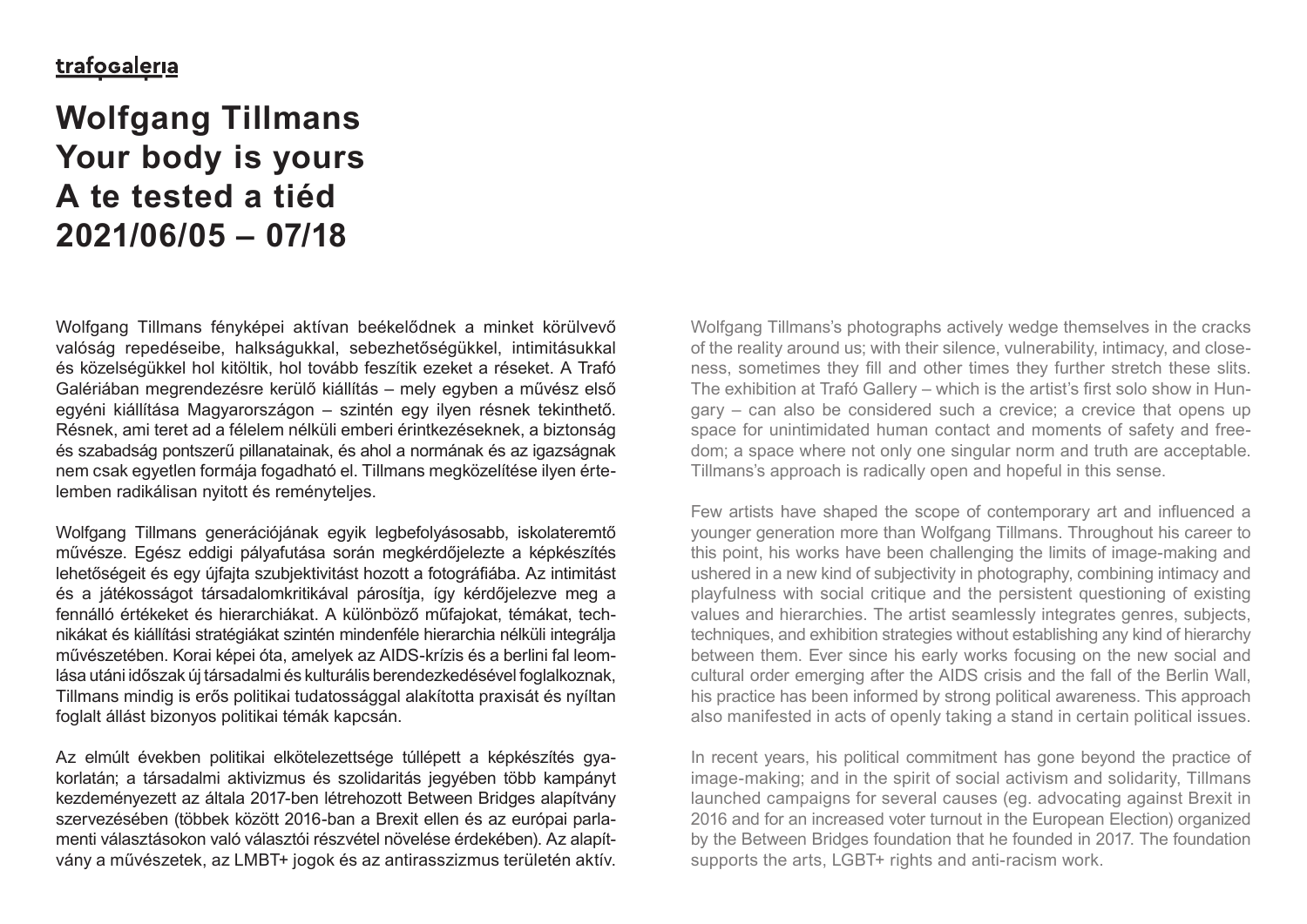trafogaleria

# Wolfgang Tillmans
# Your body is yours
# A te tested a tiéd
# 2021/06/05 – 07/18

Wolfgang Tillmans fényképei aktívan beékelődnek a minket körülvevő valóság repedéseibe, halkságukkal, sebezhetőségükkel, intimitásukkal és közelségükkel hol kitöltik, hol tovább feszítik ezeket a réseket. A Trafó Galériában megrendezésre kerülő kiállítás – mely egyben a művész első egyéni kiállítása Magyarországon – szintén egy ilyen résnek tekinthető. Résnek, ami teret ad a félelem nélküli emberi érintkezéseknek, a biztonság és szabadság pontszerű pillanatainak, és ahol a normának és az igazságnak nem csak egyetlen formája fogadható el. Tillmans megközelítése ilyen értelemben radikálisan nyitott és reményteljes.

Wolfgang Tillmans generációjának egyik legbefolyásosabb, iskolateremtő művésze. Egész eddigi pályafutása során megkérdőjelezte a képkészítés lehetőségeit és egy újfajta szubjektivitást hozott a fotográfiába. Az intimitást és a játékosságot társadalomkritikával párosítja, így kérdőjelezve meg a fennálló értékeket és hierarchiákat. A különböző műfajokat, témákat, technikákat és kiállítási stratégiákat szintén mindenféle hierarchia nélküli integrálja művészetében. Korai képei óta, amelyek az AIDS-krízis és a berlini fal leomlása utáni időszak új társadalmi és kulturális berendezkedésével foglalkoznak, Tillmans mindig is erős politikai tudatossággal alakította praxisát és nyíltan foglalt állást bizonyos politikai témák kapcsán.

Az elmúlt években politikai elkötelezettsége túllépett a képkészítés gyakorlatán; a társadalmi aktivizmus és szolidaritás jegyében több kampányt kezdeményezett az általa 2017-ben létrehozott Between Bridges alapítvány szervezésében (többek között 2016-ban a Brexit ellen és az európai parlamenti választásokon való választói részvétel növelése érdekében). Az alapítvány a művészetek, az LMBT+ jogok és az antirasszizmus területén aktív.

Wolfgang Tillmans's photographs actively wedge themselves in the cracks of the reality around us; with their silence, vulnerability, intimacy, and closeness, sometimes they fill and other times they further stretch these slits. The exhibition at Trafó Gallery – which is the artist's first solo show in Hungary – can also be considered such a crevice; a crevice that opens up space for unintimidated human contact and moments of safety and freedom; a space where not only one singular norm and truth are acceptable. Tillmans's approach is radically open and hopeful in this sense.

Few artists have shaped the scope of contemporary art and influenced a younger generation more than Wolfgang Tillmans. Throughout his career to this point, his works have been challenging the limits of image-making and ushered in a new kind of subjectivity in photography, combining intimacy and playfulness with social critique and the persistent questioning of existing values and hierarchies. The artist seamlessly integrates genres, subjects, techniques, and exhibition strategies without establishing any kind of hierarchy between them. Ever since his early works focusing on the new social and cultural order emerging after the AIDS crisis and the fall of the Berlin Wall, his practice has been informed by strong political awareness. This approach also manifested in acts of openly taking a stand in certain political issues.

In recent years, his political commitment has gone beyond the practice of image-making; and in the spirit of social activism and solidarity, Tillmans launched campaigns for several causes (eg. advocating against Brexit in 2016 and for an increased voter turnout in the European Election) organized by the Between Bridges foundation that he founded in 2017. The foundation supports the arts, LGBT+ rights and anti-racism work.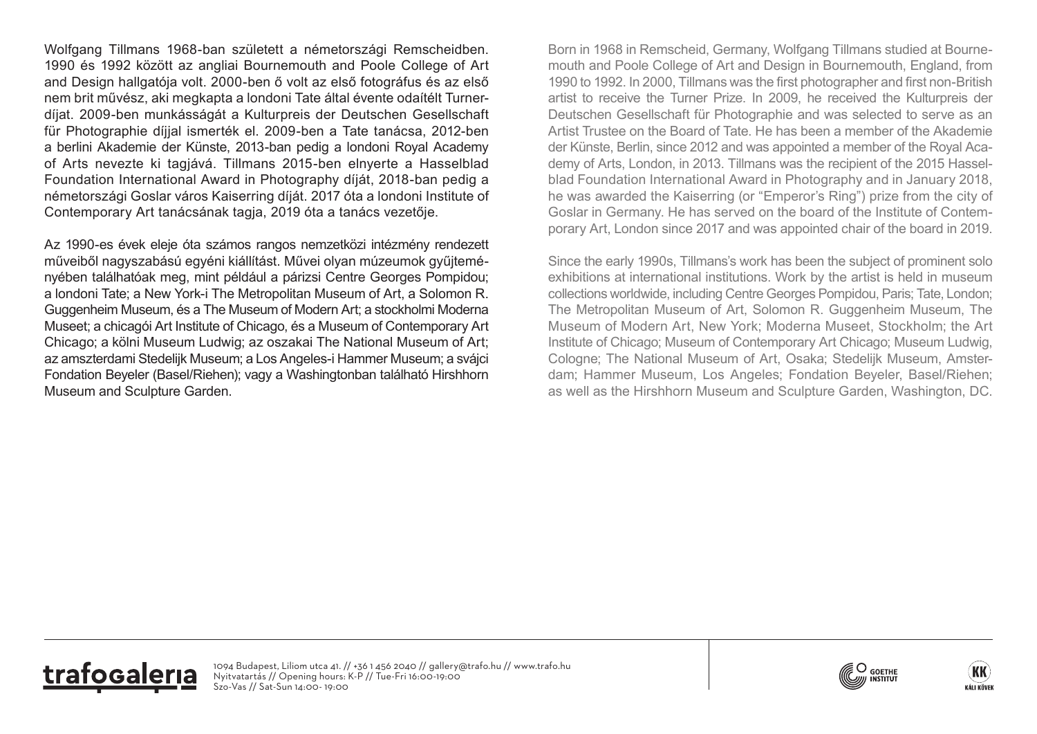Wolfgang Tillmans 1968-ban született a németországi Remscheidben. 1990 és 1992 között az angliai Bournemouth and Poole College of Art and Design hallgatója volt. 2000-ben ő volt az első fotográfus és az első nem brit művész, aki megkapta a londoni Tate által évente odaítélt Turner-díjat. 2009-ben munkásságát a Kulturpreis der Deutschen Gesellschaft für Photographie díjjal ismerték el. 2009-ben a Tate tanácsa, 2012-ben a berlini Akademie der Künste, 2013-ban pedig a londoni Royal Academy of Arts nevezte ki tagjává. Tillmans 2015-ben elnyerte a Hasselblad Foundation International Award in Photography díját, 2018-ban pedig a németországi Goslar város Kaiserring díját. 2017 óta a londoni Institute of Contemporary Art tanácsának tagja, 2019 óta a tanács vezetője.

Az 1990-es évek eleje óta számos rangos nemzetközi intézmény rendezett műveiből nagyszabású egyéni kiállítást. Művei olyan múzeumok gyűjteményében találhatóak meg, mint például a párizsi Centre Georges Pompidou; a londoni Tate; a New York-i The Metropolitan Museum of Art, a Solomon R. Guggenheim Museum, és a The Museum of Modern Art; a stockholmi Moderna Museet; a chicagói Art Institute of Chicago, és a Museum of Contemporary Art Chicago; a kölni Museum Ludwig; az oszakai The National Museum of Art; az amszterdami Stedelijk Museum; a Los Angeles-i Hammer Museum; a svájci Fondation Beyeler (Basel/Riehen); vagy a Washingtonban található Hirshhorn Museum and Sculpture Garden.

Born in 1968 in Remscheid, Germany, Wolfgang Tillmans studied at Bournemouth and Poole College of Art and Design in Bournemouth, England, from 1990 to 1992. In 2000, Tillmans was the first photographer and first non-British artist to receive the Turner Prize. In 2009, he received the Kulturpreis der Deutschen Gesellschaft für Photographie and was selected to serve as an Artist Trustee on the Board of Tate. He has been a member of the Akademie der Künste, Berlin, since 2012 and was appointed a member of the Royal Academy of Arts, London, in 2013. Tillmans was the recipient of the 2015 Hasselblad Foundation International Award in Photography and in January 2018, he was awarded the Kaiserring (or "Emperor's Ring") prize from the city of Goslar in Germany. He has served on the board of the Institute of Contemporary Art, London since 2017 and was appointed chair of the board in 2019.

Since the early 1990s, Tillmans's work has been the subject of prominent solo exhibitions at international institutions. Work by the artist is held in museum collections worldwide, including Centre Georges Pompidou, Paris; Tate, London; The Metropolitan Museum of Art, Solomon R. Guggenheim Museum, The Museum of Modern Art, New York; Moderna Museet, Stockholm; the Art Institute of Chicago; Museum of Contemporary Art Chicago; Museum Ludwig, Cologne; The National Museum of Art, Osaka; Stedelijk Museum, Amsterdam; Hammer Museum, Los Angeles; Fondation Beyeler, Basel/Riehen; as well as the Hirshhorn Museum and Sculpture Garden, Washington, DC.

trafogaleria

1094 Budapest, Liliom utca 41. // +36 1 456 2040 // gallery@trafo.hu // www.trafo.hu
Nyitvatartás // Opening hours: K-P // Tue-Fri 16:00-19:00
Szo-Vas // Sat-Sun 14:00- 19:00

GOETHE INSTITUT

KK KÁLI KÖVEK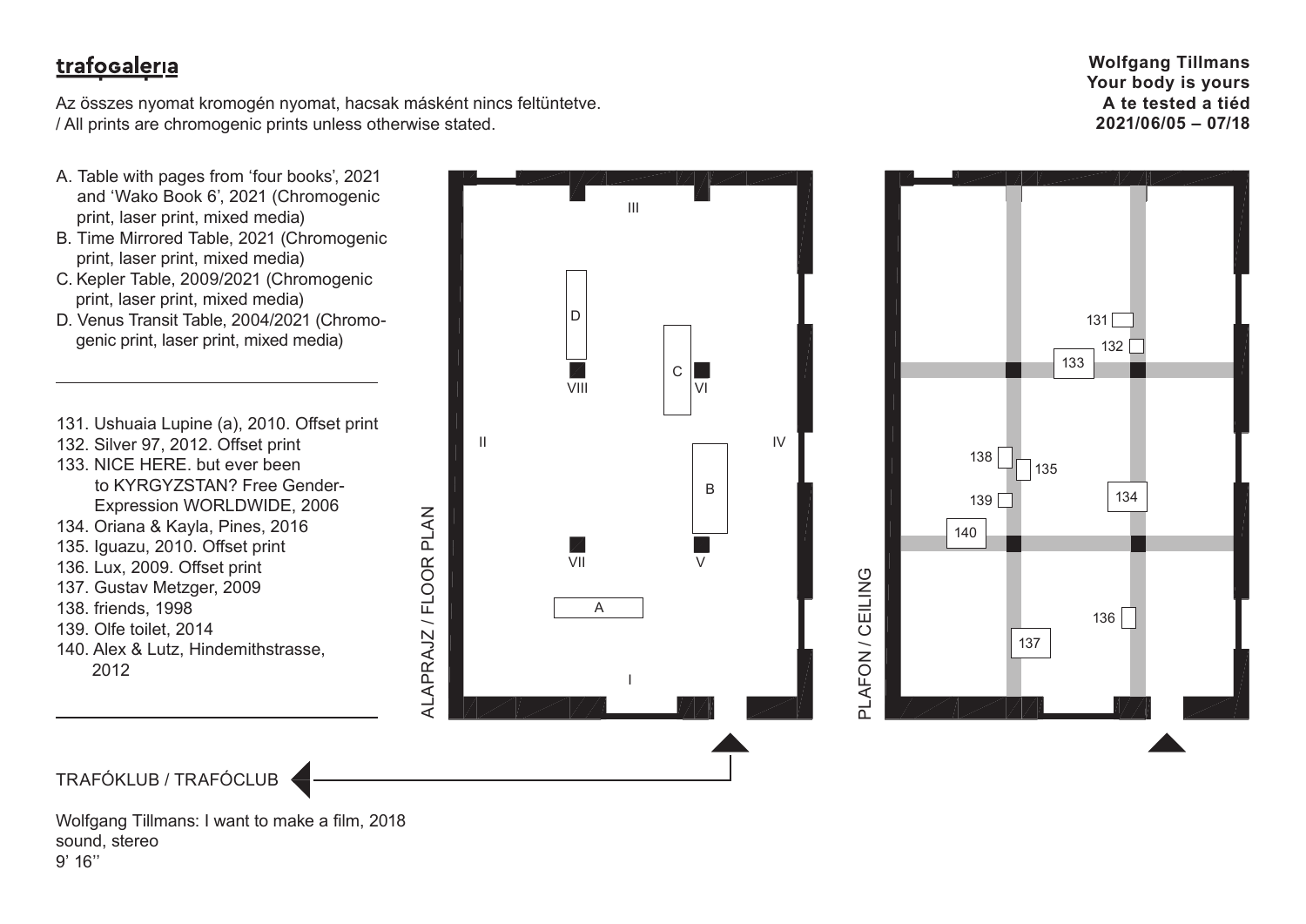**trafogaleria**

Az összes nyomat kromogén nyomat, hacsak másként nincs feltüntetve.
/ All prints are chromogenic prints unless otherwise stated.

**Wolfgang Tillmans**
**Your body is yours**
**A te tested a tiéd**
**2021/06/05 – 07/18**

A. Table with pages from 'four books', 2021 and 'Wako Book 6', 2021 (Chromogenic print, laser print, mixed media)
B. Time Mirrored Table, 2021 (Chromogenic print, laser print, mixed media)
C. Kepler Table, 2009/2021 (Chromogenic print, laser print, mixed media)
D. Venus Transit Table, 2004/2021 (Chromogenic print, laser print, mixed media)

---

131. Ushuaia Lupine (a), 2010. Offset print
132. Silver 97, 2012. Offset print
133. NICE HERE. but ever been to KYRGYZSTAN? Free Gender-Expression WORLDWIDE, 2006
134. Oriana & Kayla, Pines, 2016
135. Iguazu, 2010. Offset print
136. Lux, 2009. Offset print
137. Gustav Metzger, 2009
138. friends, 1998
139. Olfe toilet, 2014
140. Alex & Lutz, Hindemithstrasse, 2012

---

ALAPRAJZ / FLOOR PLAN

PLAFON / CEILING

TRAFÓKLUB / TRAFÓCLUB

Wolfgang Tillmans: I want to make a film, 2018
sound, stereo
9' 16''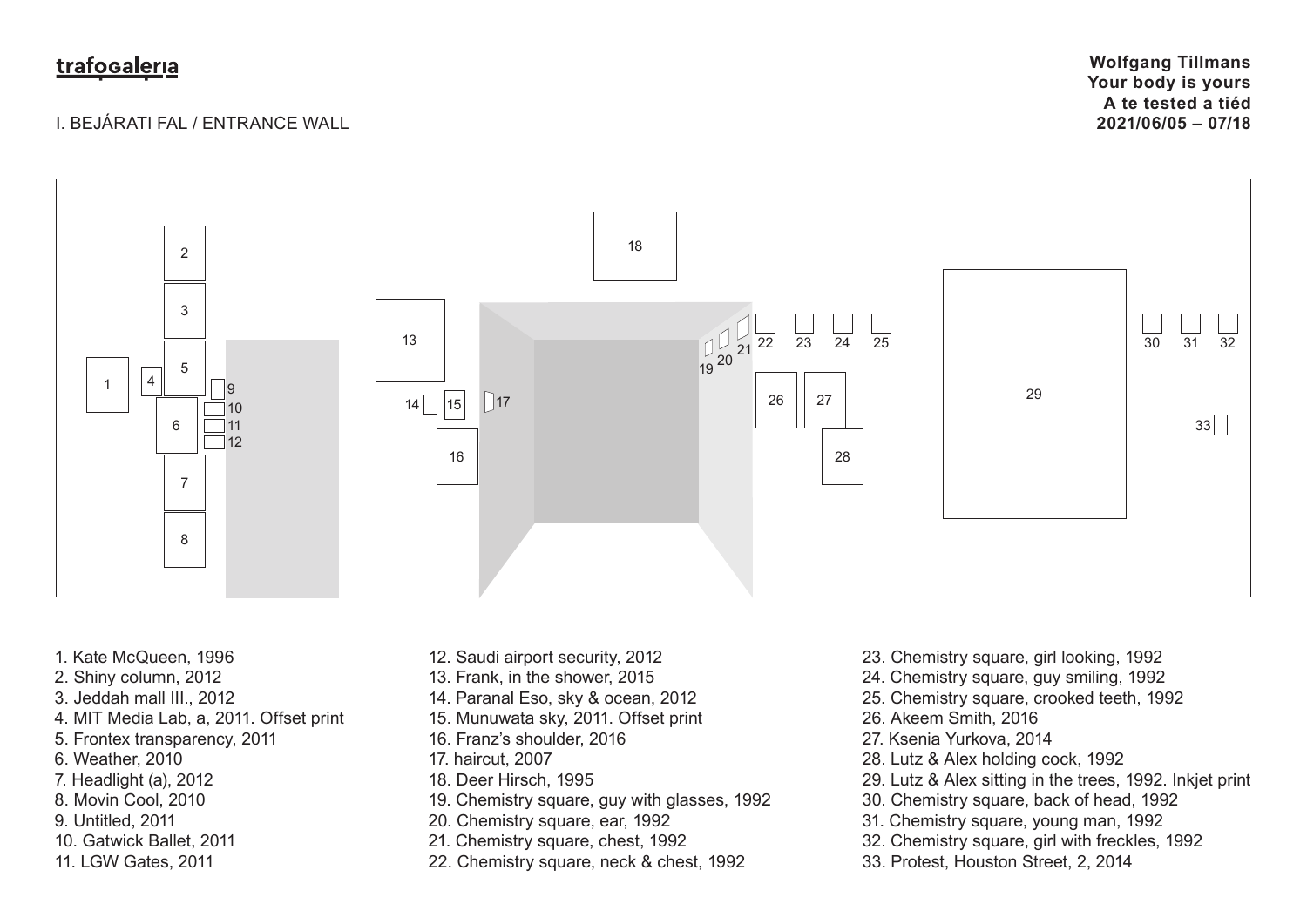trafogaleria

I. BEJÁRATI FAL / ENTRANCE WALL

**Wolfgang Tillmans**
**Your body is yours**
**A te tested a tiéd**
**2021/06/05 – 07/18**

1. Kate McQueen, 1996
2. Shiny column, 2012
3. Jeddah mall III., 2012
4. MIT Media Lab, a, 2011. Offset print
5. Frontex transparency, 2011
6. Weather, 2010
7. Headlight (a), 2012
8. Movin Cool, 2010
9. Untitled, 2011
10. Gatwick Ballet, 2011
11. LGW Gates, 2011
12. Saudi airport security, 2012
13. Frank, in the shower, 2015
14. Paranal Eso, sky & ocean, 2012
15. Munuwata sky, 2011. Offset print
16. Franz's shoulder, 2016
17. haircut, 2007
18. Deer Hirsch, 1995
19. Chemistry square, guy with glasses, 1992
20. Chemistry square, ear, 1992
21. Chemistry square, chest, 1992
22. Chemistry square, neck & chest, 1992
23. Chemistry square, girl looking, 1992
24. Chemistry square, guy smiling, 1992
25. Chemistry square, crooked teeth, 1992
26. Akeem Smith, 2016
27. Ksenia Yurkova, 2014
28. Lutz & Alex holding cock, 1992
29. Lutz & Alex sitting in the trees, 1992. Inkjet print
30. Chemistry square, back of head, 1992
31. Chemistry square, young man, 1992
32. Chemistry square, girl with freckles, 1992
33. Protest, Houston Street, 2, 2014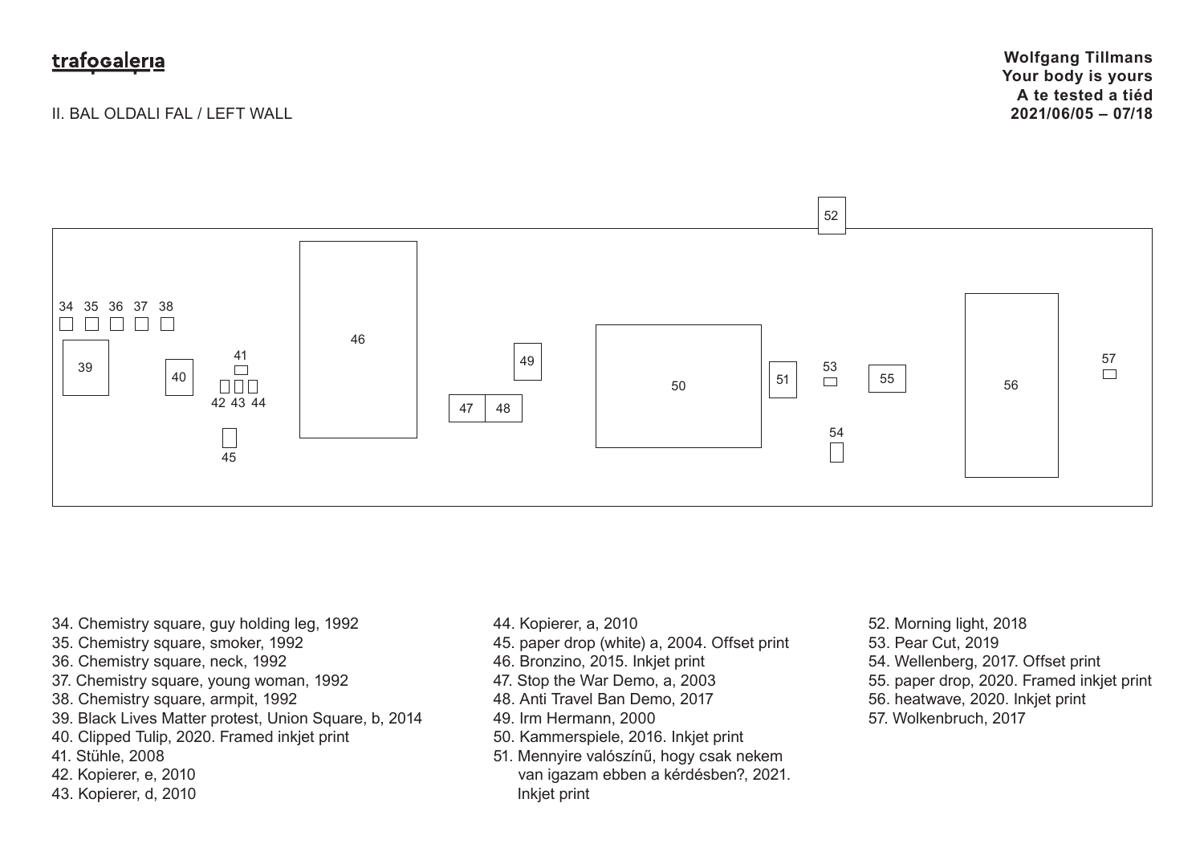trafogaléria

II. BAL OLDALI FAL / LEFT WALL

**Wolfgang Tillmans**
**Your body is yours**
**A te tested a tiéd**
**2021/06/05 – 07/18**

34. Chemistry square, guy holding leg, 1992
35. Chemistry square, smoker, 1992
36. Chemistry square, neck, 1992
37. Chemistry square, young woman, 1992
38. Chemistry square, armpit, 1992
39. Black Lives Matter protest, Union Square, b, 2014
40. Clipped Tulip, 2020. Framed inkjet print
41. Stühle, 2008
42. Kopierer, e, 2010
43. Kopierer, d, 2010
44. Kopierer, a, 2010
45. paper drop (white) a, 2004. Offset print
46. Bronzino, 2015. Inkjet print
47. Stop the War Demo, a, 2003
48. Anti Travel Ban Demo, 2017
49. Irm Hermann, 2000
50. Kammerspiele, 2016. Inkjet print
51. Mennyire valószínű, hogy csak nekem van igazam ebben a kérdésben?, 2021. Inkjet print
52. Morning light, 2018
53. Pear Cut, 2019
54. Wellenberg, 2017. Offset print
55. paper drop, 2020. Framed inkjet print
56. heatwave, 2020. Inkjet print
57. Wolkenbruch, 2017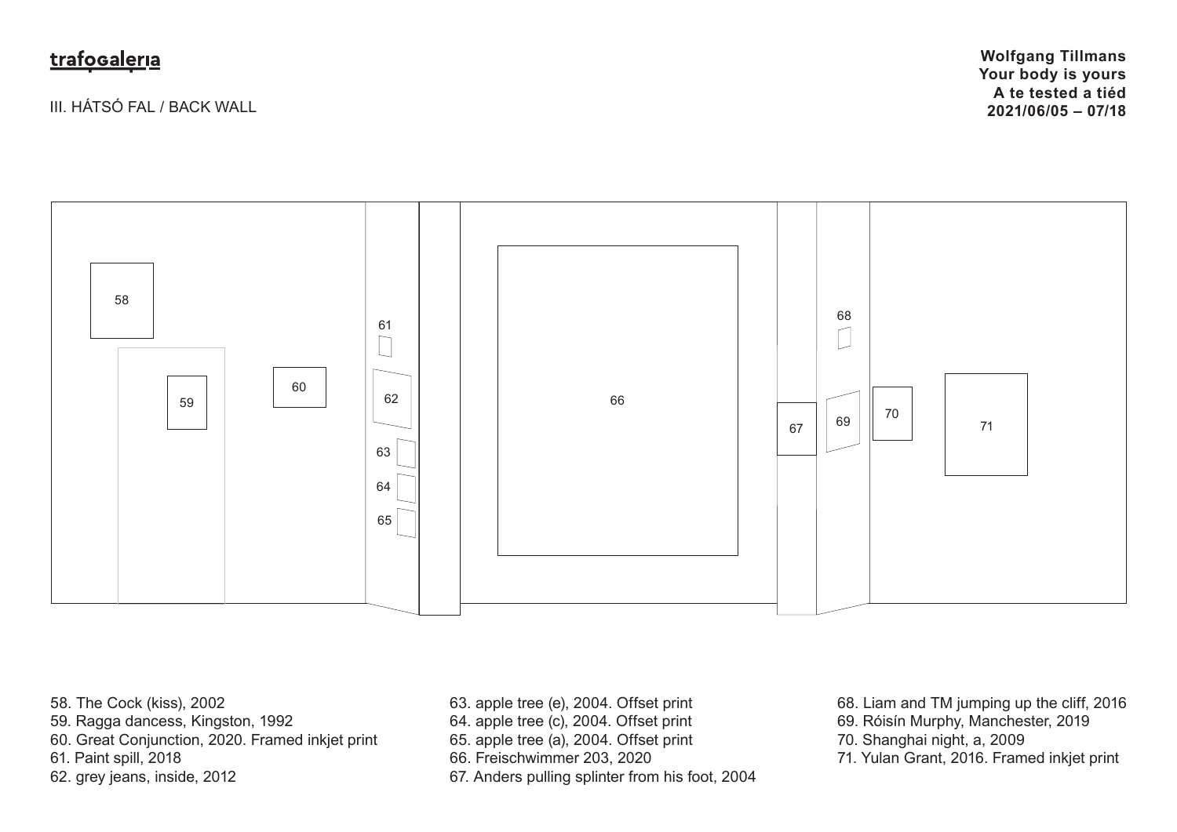trafogaleria

III. HÁTSÓ FAL / BACK WALL

**Wolfgang Tillmans**
**Your body is yours**
**A te tested a tiéd**
**2021/06/05 – 07/18**

58. The Cock (kiss), 2002
59. Ragga dancess, Kingston, 1992
60. Great Conjunction, 2020. Framed inkjet print
61. Paint spill, 2018
62. grey jeans, inside, 2012
63. apple tree (e), 2004. Offset print
64. apple tree (c), 2004. Offset print
65. apple tree (a), 2004. Offset print
66. Freischwimmer 203, 2020
67. Anders pulling splinter from his foot, 2004
68. Liam and TM jumping up the cliff, 2016
69. Róisín Murphy, Manchester, 2019
70. Shanghai night, a, 2009
71. Yulan Grant, 2016. Framed inkjet print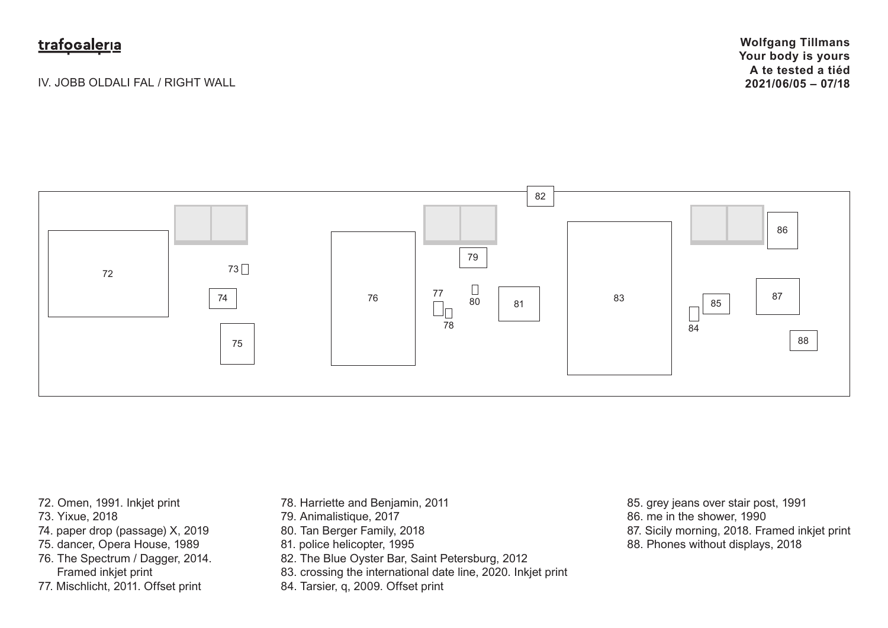trafogaleria

IV. JOBB OLDALI FAL / RIGHT WALL

**Wolfgang Tillmans**
**Your body is yours**
**A te tested a tiéd**
**2021/06/05 – 07/18**

72. Omen, 1991. Inkjet print
73. Yixue, 2018
74. paper drop (passage) X, 2019
75. dancer, Opera House, 1989
76. The Spectrum / Dagger, 2014. Framed inkjet print
77. Mischlicht, 2011. Offset print
78. Harriette and Benjamin, 2011
79. Animalistique, 2017
80. Tan Berger Family, 2018
81. police helicopter, 1995
82. The Blue Oyster Bar, Saint Petersburg, 2012
83. crossing the international date line, 2020. Inkjet print
84. Tarsier, q, 2009. Offset print
85. grey jeans over stair post, 1991
86. me in the shower, 1990
87. Sicily morning, 2018. Framed inkjet print
88. Phones without displays, 2018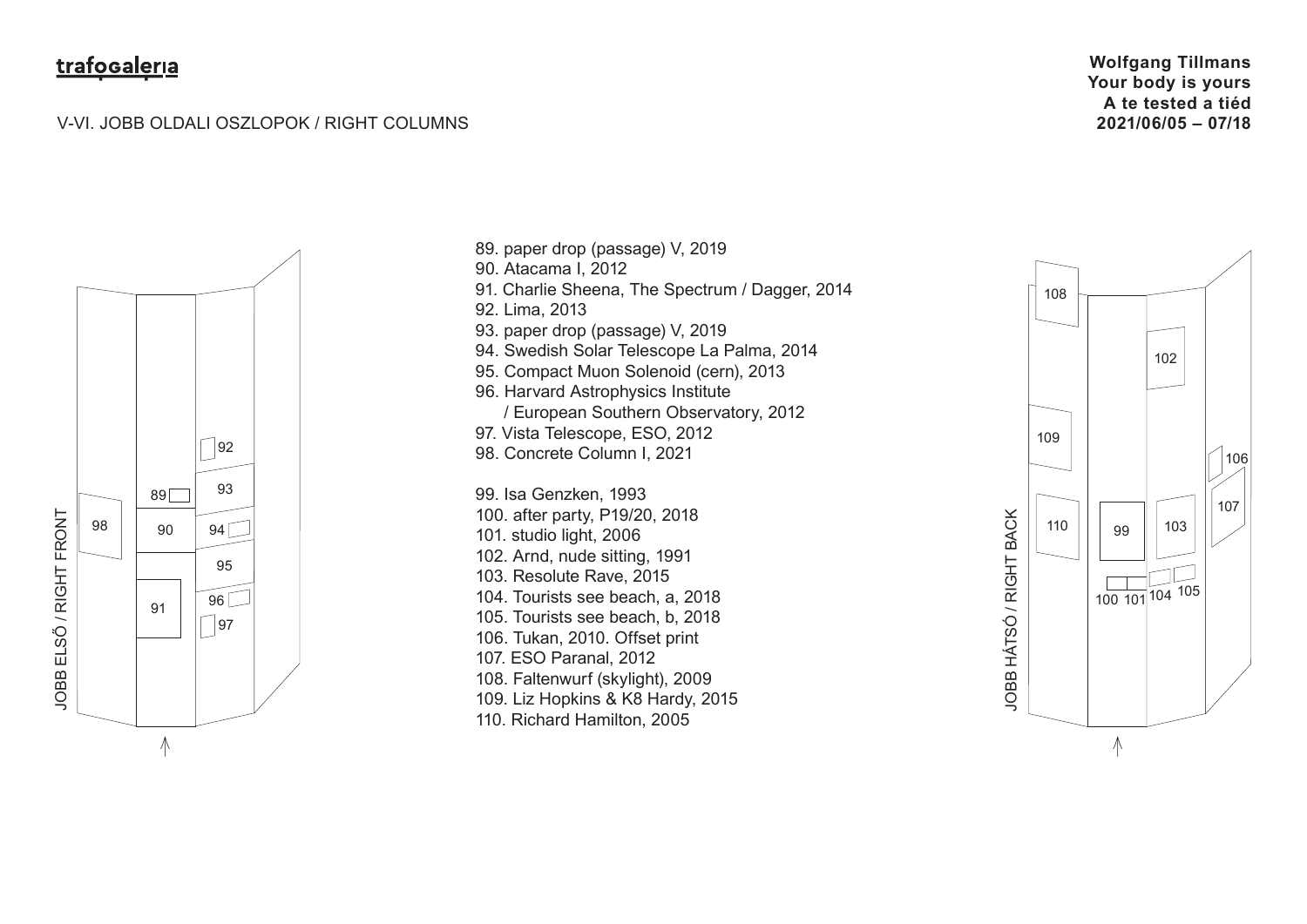trafogaleria

V-VI. JOBB OLDALI OSZLOPOK / RIGHT COLUMNS

**Wolfgang Tillmans**
**Your body is yours**
**A te tested a tiéd**
**2021/06/05 – 07/18**

JOBB ELSŐ / RIGHT FRONT

89. paper drop (passage) V, 2019
90. Atacama I, 2012
91. Charlie Sheena, The Spectrum / Dagger, 2014
92. Lima, 2013
93. paper drop (passage) V, 2019
94. Swedish Solar Telescope La Palma, 2014
95. Compact Muon Solenoid (cern), 2013
96. Harvard Astrophysics Institute / European Southern Observatory, 2012
97. Vista Telescope, ESO, 2012
98. Concrete Column I, 2021

JOBB HÁTSÓ / RIGHT BACK

99. Isa Genzken, 1993
100. after party, P19/20, 2018
101. studio light, 2006
102. Arnd, nude sitting, 1991
103. Resolute Rave, 2015
104. Tourists see beach, a, 2018
105. Tourists see beach, b, 2018
106. Tukan, 2010. Offset print
107. ESO Paranal, 2012
108. Faltenwurf (skylight), 2009
109. Liz Hopkins & K8 Hardy, 2015
110. Richard Hamilton, 2005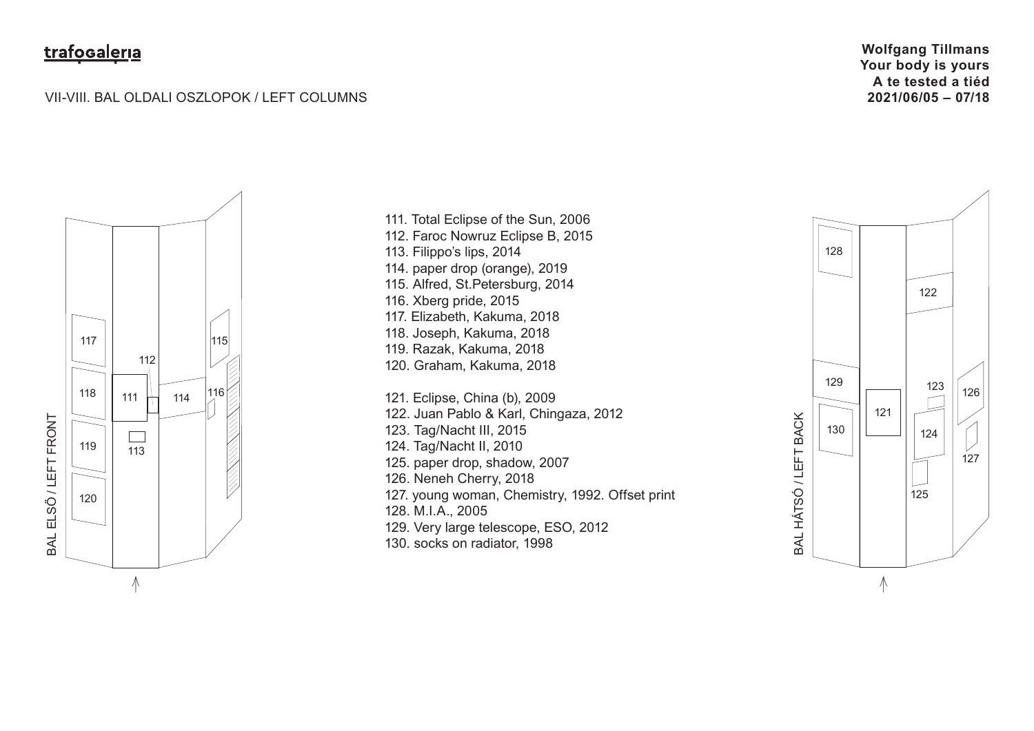trafogaléria

VII-VIII. BAL OLDALI OSZLOPOK / LEFT COLUMNS

**Wolfgang Tillmans**
**Your body is yours**
**A te tested a tiéd**
**2021/06/05 – 07/18**

BAL ELSŐ / LEFT FRONT

111. Total Eclipse of the Sun, 2006
112. Faroc Nowruz Eclipse B, 2015
113. Filippo's lips, 2014
114. paper drop (orange), 2019
115. Alfred, St.Petersburg, 2014
116. Xberg pride, 2015
117. Elizabeth, Kakuma, 2018
118. Joseph, Kakuma, 2018
119. Razak, Kakuma, 2018
120. Graham, Kakuma, 2018

BAL HÁTSÓ / LEFT BACK

121. Eclipse, China (b), 2009
122. Juan Pablo & Karl, Chingaza, 2012
123. Tag/Nacht III, 2015
124. Tag/Nacht II, 2010
125. paper drop, shadow, 2007
126. Neneh Cherry, 2018
127. young woman, Chemistry, 1992. Offset print
128. M.I.A., 2005
129. Very large telescope, ESO, 2012
130. socks on radiator, 1998